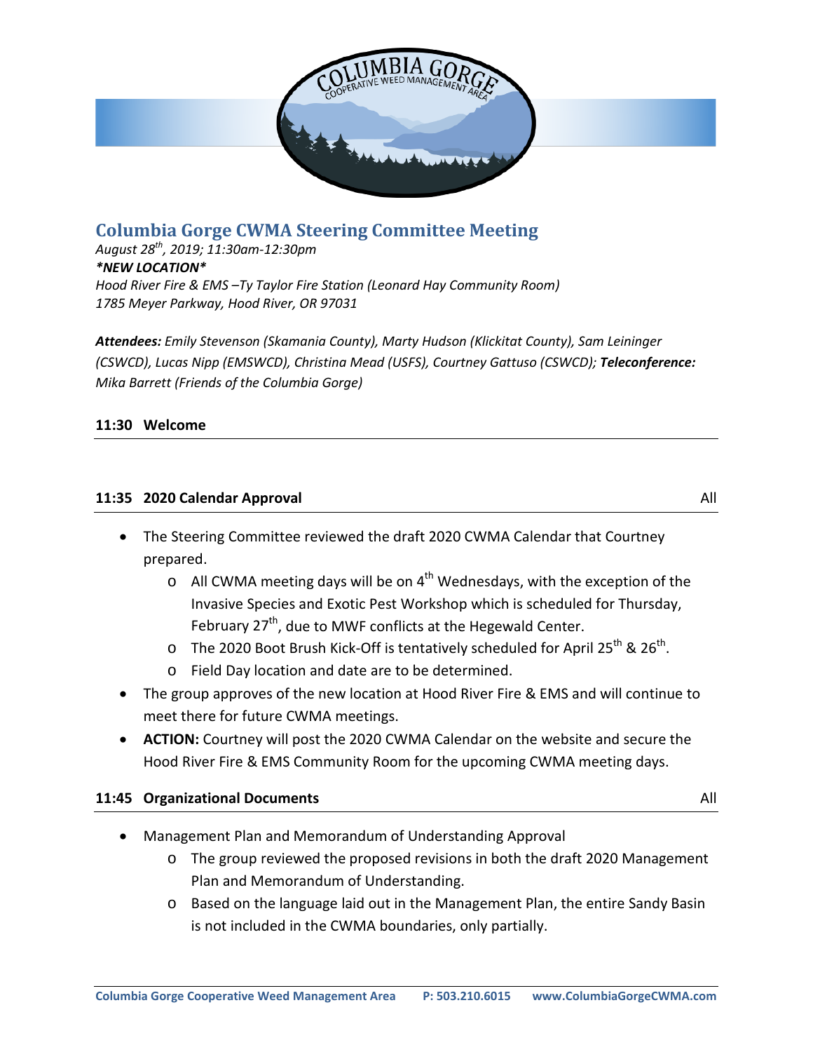# Columbia Gorge CWMA Steering Committee Meeting

*August 28th, 2019; 11:30am-12:30pm*
***NEW LOCATION****
*Hood River Fire & EMS –Ty Taylor Fire Station (Leonard Hay Community Room)*
*1785 Meyer Parkway, Hood River, OR 97031*

***Attendees:*** *Emily Stevenson (Skamania County), Marty Hudson (Klickitat County), Sam Leininger (CSWCD), Lucas Nipp (EMSWCD), Christina Mead (USFS), Courtney Gattuso (CSWCD);* ***Teleconference:*** *Mika Barrett (Friends of the Columbia Gorge)*

## 11:30 Welcome

## 11:35 2020 Calendar Approval — All

- The Steering Committee reviewed the draft 2020 CWMA Calendar that Courtney prepared.
  - All CWMA meeting days will be on 4th Wednesdays, with the exception of the Invasive Species and Exotic Pest Workshop which is scheduled for Thursday, February 27th, due to MWF conflicts at the Hegewald Center.
  - The 2020 Boot Brush Kick-Off is tentatively scheduled for April 25th & 26th.
  - Field Day location and date are to be determined.
- The group approves of the new location at Hood River Fire & EMS and will continue to meet there for future CWMA meetings.
- **ACTION:** Courtney will post the 2020 CWMA Calendar on the website and secure the Hood River Fire & EMS Community Room for the upcoming CWMA meeting days.

## 11:45 Organizational Documents — All

- Management Plan and Memorandum of Understanding Approval
  - The group reviewed the proposed revisions in both the draft 2020 Management Plan and Memorandum of Understanding.
  - Based on the language laid out in the Management Plan, the entire Sandy Basin is not included in the CWMA boundaries, only partially.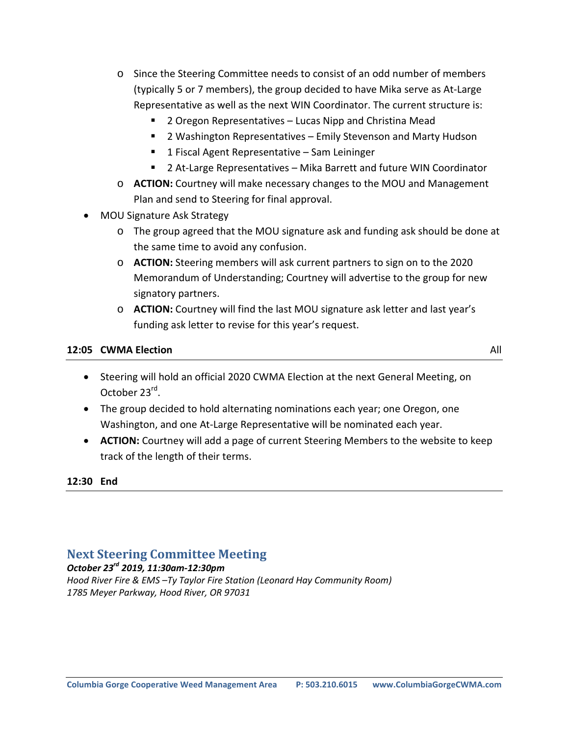- Since the Steering Committee needs to consist of an odd number of members (typically 5 or 7 members), the group decided to have Mika serve as At-Large Representative as well as the next WIN Coordinator. The current structure is:
  - 2 Oregon Representatives – Lucas Nipp and Christina Mead
  - 2 Washington Representatives – Emily Stevenson and Marty Hudson
  - 1 Fiscal Agent Representative – Sam Leininger
  - 2 At-Large Representatives – Mika Barrett and future WIN Coordinator
- **ACTION:** Courtney will make necessary changes to the MOU and Management Plan and send to Steering for final approval.

- MOU Signature Ask Strategy
  - The group agreed that the MOU signature ask and funding ask should be done at the same time to avoid any confusion.
  - **ACTION:** Steering members will ask current partners to sign on to the 2020 Memorandum of Understanding; Courtney will advertise to the group for new signatory partners.
  - **ACTION:** Courtney will find the last MOU signature ask letter and last year's funding ask letter to revise for this year's request.

**12:05 CWMA Election** All

- Steering will hold an official 2020 CWMA Election at the next General Meeting, on October 23rd.
- The group decided to hold alternating nominations each year; one Oregon, one Washington, and one At-Large Representative will be nominated each year.
- **ACTION:** Courtney will add a page of current Steering Members to the website to keep track of the length of their terms.

**12:30 End**

## Next Steering Committee Meeting

***October 23rd 2019, 11:30am-12:30pm***
*Hood River Fire & EMS –Ty Taylor Fire Station (Leonard Hay Community Room)*
*1785 Meyer Parkway, Hood River, OR 97031*